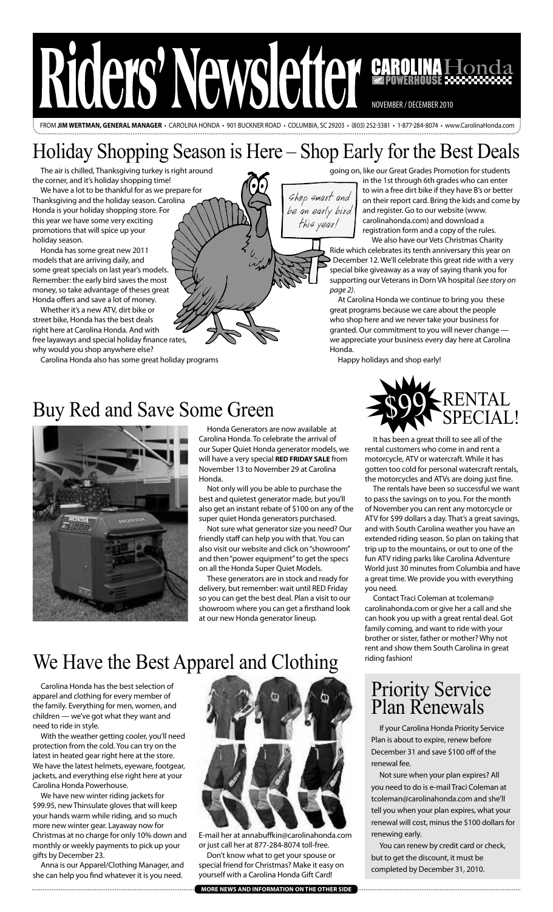# Riders' Newsletter

CAROLINA Honda POWERHOUSE

NOVEMBER / DECEMBER 2010

FROM **JIM WERTMAN, GENERAL MANAGER** • CAROLINA HONDA • 901 BUCKNER ROAD • COLUMBIA, SC 29203 • (803) 252-3381 • 1-877-284-8074 • www.CarolinaHonda.com

## Holiday Shopping Season is Here – Shop Early for the Best Deals

*Shop smart and be an early bird this year!*

The air is chilled, Thanksgiving turkey is right around the corner, and it's holiday shopping time!

We have a lot to be thankful for as we prepare for Thanksgiving and the holiday season. Carolina Honda is your holiday shopping store. For this year we have some very exciting promotions that will spice up your holiday season.

Honda has some great new 2011 models that are arriving daily, and some great specials on last year's models. Remember: the early bird saves the most money, so take advantage of theses great Honda offers and save a lot of money.

Whether it's a new ATV, dirt bike or street bike, Honda has the best deals right here at Carolina Honda. And with free layaways and special holiday finance rates, why would you shop anywhere else?

Carolina Honda also has some great holiday programs going on, like our Great Grades Promotion for students in the 1st through 6th grades who can enter to win a free dirt bike if they have B's or better on their report card. Bring the kids and come by and register. Go to our website (www.carolinahonda.com) and download a registration form and a copy of the rules.

We also have our Vets Christmas Charity Ride which celebrates its tenth anniversary this year on December 12. We'll celebrate this great ride with a very special bike giveaway as a way of saying thank you for supporting our Veterans in Dorn VA hospital *(see story on page 2)*.

At Carolina Honda we continue to bring you these great programs because we care about the people who shop here and we never take your business for granted. Our commitment to you will never change — we appreciate your business every day here at Carolina Honda.

Happy holidays and shop early!

## Buy Red and Save Some Green

Honda Generators are now available at Carolina Honda. To celebrate the arrival of our Super Quiet Honda generator models, we will have a very special **RED FRIDAY SALE** from November 13 to November 29 at Carolina Honda.

Not only will you be able to purchase the best and quietest generator made, but you'll also get an instant rebate of $100 on any of the super quiet Honda generators purchased.

Not sure what generator size you need? Our friendly staff can help you with that. You can also visit our website and click on "showroom" and then "power equipment" to get the specs on all the Honda Super Quiet Models.

These generators are in stock and ready for delivery, but remember: wait until RED Friday so you can get the best deal. Plan a visit to our showroom where you can get a firsthand look at our new Honda generator lineup.

## $99 RENTAL SPECIAL!

It has been a great thrill to see all of the rental customers who come in and rent a motorcycle, ATV or watercraft. While it has gotten too cold for personal watercraft rentals, the motorcycles and ATVs are doing just fine.

The rentals have been so successful we want to pass the savings on to you. For the month of November you can rent any motorcycle or ATV for $99 dollars a day. That's a great savings, and with South Carolina weather you have an extended riding season. So plan on taking that trip up to the mountains, or out to one of the fun ATV riding parks like Carolina Adventure World just 30 minutes from Columbia and have a great time. We provide you with everything you need.

Contact Traci Coleman at tcoleman@carolinahonda.com or give her a call and she can hook you up with a great rental deal. Got family coming, and want to ride with your brother or sister, father or mother? Why not rent and show them South Carolina in great riding fashion!

## We Have the Best Apparel and Clothing

Carolina Honda has the best selection of apparel and clothing for every member of the family. Everything for men, women, and children — we've got what they want and need to ride in style.

With the weather getting cooler, you'll need protection from the cold. You can try on the latest in heated gear right here at the store. We have the latest helmets, eyeware, footgear, jackets, and everything else right here at your Carolina Honda Powerhouse.

We have new winter riding jackets for $99.95, new Thinsulate gloves that will keep your hands warm while riding, and so much more new winter gear. Layaway now for Christmas at no charge for only 10% down and monthly or weekly payments to pick up your gifts by December 23.

Anna is our Apparel/Clothing Manager, and she can help you find whatever it is you need. E-mail her at annabuffkin@carolinahonda.com or just call her at 877-284-8074 toll-free.

Don't know what to get your spouse or special friend for Christmas? Make it easy on yourself with a Carolina Honda Gift Card!

## Priority Service Plan Renewals

If your Carolina Honda Priority Service Plan is about to expire, renew before December 31 and save $100 off of the renewal fee.

Not sure when your plan expires? All you need to do is e-mail Traci Coleman at tcoleman@carolinahonda.com and she'll tell you when your plan expires, what your renewal will cost, minus the $100 dollars for renewing early.

You can renew by credit card or check, but to get the discount, it must be completed by December 31, 2010.

**MORE NEWS AND INFORMATION ON THE OTHER SIDE**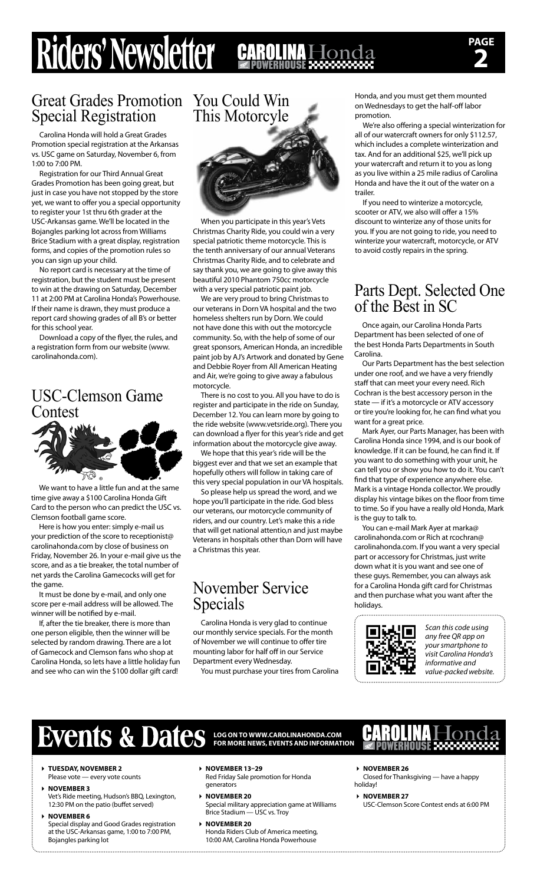# Riders' Newsletter

## Great Grades Promotion Special Registration

Carolina Honda will hold a Great Grades Promotion special registration at the Arkansas vs. USC game on Saturday, November 6, from 1:00 to 7:00 PM.

Registration for our Third Annual Great Grades Promotion has been going great, but just in case you have not stopped by the store yet, we want to offer you a special opportunity to register your 1st thru 6th grader at the USC-Arkansas game. We'll be located in the Bojangles parking lot across from Williams Brice Stadium with a great display, registration forms, and copies of the promotion rules so you can sign up your child.

No report card is necessary at the time of registration, but the student must be present to win at the drawing on Saturday, December 11 at 2:00 PM at Carolina Honda's Powerhouse. If their name is drawn, they must produce a report card showing grades of all B's or better for this school year.

Download a copy of the flyer, the rules, and a registration form from our website (www.carolinahonda.com).

## USC-Clemson Game Contest

We want to have a little fun and at the same time give away a $100 Carolina Honda Gift Card to the person who can predict the USC vs. Clemson football game score.

Here is how you enter: simply e-mail us your prediction of the score to receptionist@carolinahonda.com by close of business on Friday, November 26. In your e-mail give us the score, and as a tie breaker, the total number of net yards the Carolina Gamecocks will get for the game.

It must be done by e-mail, and only one score per e-mail address will be allowed. The winner will be notified by e-mail.

If, after the tie breaker, there is more than one person eligible, then the winner will be selected by random drawing. There are a lot of Gamecock and Clemson fans who shop at Carolina Honda, so lets have a little holiday fun and see who can win the $100 dollar gift card!

## You Could Win This Motorcyle

When you participate in this year's Vets Christmas Charity Ride, you could win a very special patriotic theme motorcycle. This is the tenth anniversary of our annual Veterans Christmas Charity Ride, and to celebrate and say thank you, we are going to give away this beautiful 2010 Phantom 750cc motorcycle with a very special patriotic paint job.

We are very proud to bring Christmas to our veterans in Dorn VA hospital and the two homeless shelters run by Dorn. We could not have done this with out the motorcycle community. So, with the help of some of our great sponsors, American Honda, an incredible paint job by AJ's Artwork and donated by Gene and Debbie Royer from All American Heating and Air, we're going to give away a fabulous motorcycle.

There is no cost to you. All you have to do is register and participate in the ride on Sunday, December 12. You can learn more by going to the ride website (www.vetsride.org). There you can download a flyer for this year's ride and get information about the motorcycle give away.

We hope that this year's ride will be the biggest ever and that we set an example that hopefully others will follow in taking care of this very special population in our VA hospitals.

So please help us spread the word, and we hope you'll participate in the ride. God bless our veterans, our motorcycle community of riders, and our country. Let's make this a ride that will get national attentio,n and just maybe Veterans in hospitals other than Dorn will have a Christmas this year.

## November Service Specials

Carolina Honda is very glad to continue our monthly service specials. For the month of November we will continue to offer tire mounting labor for half off in our Service Department every Wednesday.

You must purchase your tires from Carolina Honda, and you must get them mounted on Wednesdays to get the half-off labor promotion.

We're also offering a special winterization for all of our watercraft owners for only $112.57, which includes a complete winterization and tax. And for an additional $25, we'll pick up your watercraft and return it to you as long as you live within a 25 mile radius of Carolina Honda and have the it out of the water on a trailer.

If you need to winterize a motorcycle, scooter or ATV, we also will offer a 15% discount to winterize any of those units for you. If you are not going to ride, you need to winterize your watercraft, motorcycle, or ATV to avoid costly repairs in the spring.

## Parts Dept. Selected One of the Best in SC

Once again, our Carolina Honda Parts Department has been selected of one of the best Honda Parts Departments in South Carolina.

Our Parts Department has the best selection under one roof, and we have a very friendly staff that can meet your every need. Rich Cochran is the best accessory person in the state — if it's a motorcycle or ATV accessory or tire you're looking for, he can find what you want for a great price.

Mark Ayer, our Parts Manager, has been with Carolina Honda since 1994, and is our book of knowledge. If it can be found, he can find it. If you want to do something with your unit, he can tell you or show you how to do it. You can't find that type of experience anywhere else. Mark is a vintage Honda collector. We proudly display his vintage bikes on the floor from time to time. So if you have a really old Honda, Mark is the guy to talk to.

You can e-mail Mark Ayer at marka@carolinahonda.com or Rich at rcochran@carolinahonda.com. If you want a very special part or accessory for Christmas, just write down what it is you want and see one of these guys. Remember, you can always ask for a Carolina Honda gift card for Christmas and then purchase what you want after the holidays.

*Scan this code using any free QR app on your smartphone to visit Carolina Honda's informative and value-packed website.*

# Events & Dates

**LOG ON TO WWW.CAROLINAHONDA.COM FOR MORE NEWS, EVENTS AND INFORMATION**

- **TUESDAY, NOVEMBER 2**
  Please vote — every vote counts
- **NOVEMBER 3**
  Vet's Ride meeting, Hudson's BBQ, Lexington, 12:30 PM on the patio (buffet served)
- **NOVEMBER 6**
  Special display and Good Grades registration at the USC-Arkansas game, 1:00 to 7:00 PM, Bojangles parking lot
- **NOVEMBER 13–29**
  Red Friday Sale promotion for Honda generators
- **NOVEMBER 20**
  Special military appreciation game at Williams Brice Stadium — USC vs. Troy
- **NOVEMBER 20**
  Honda Riders Club of America meeting, 10:00 AM, Carolina Honda Powerhouse
- **NOVEMBER 26**
  Closed for Thanksgiving — have a happy holiday!
- **NOVEMBER 27**
  USC-Clemson Score Contest ends at 6:00 PM